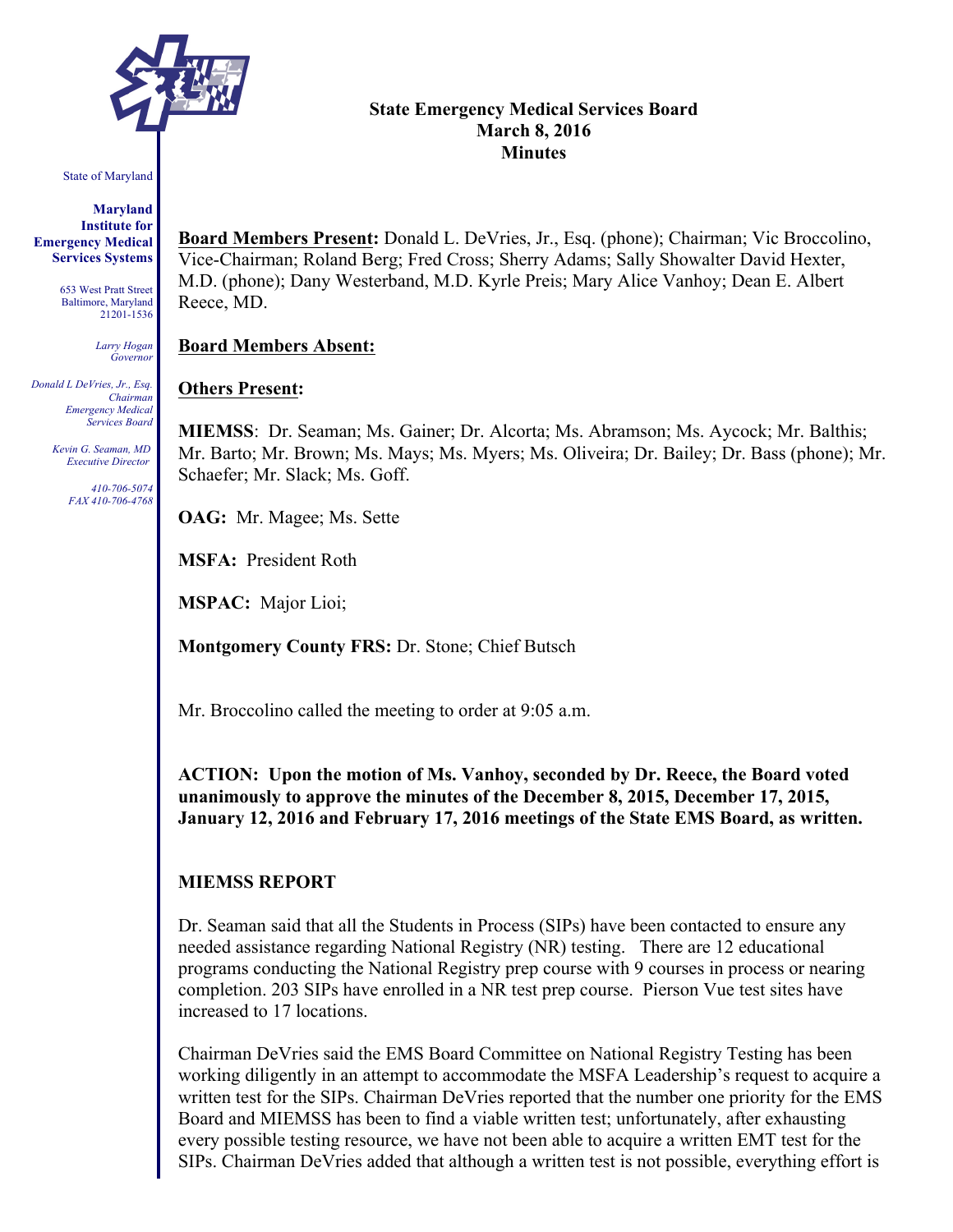State of Maryland

**Maryland Institute for Emergency Medical Services Systems**

653 West Pratt Street
Baltimore, Maryland 21201-1536

*Larry Hogan*
*Governor*

*Donald L DeVries, Jr., Esq.*
*Chairman*
*Emergency Medical Services Board*

*Kevin G. Seaman, MD*
*Executive Director*

*410-706-5074*
*FAX 410-706-4768*

**State Emergency Medical Services Board**
**March 8, 2016**
**Minutes**

**Board Members Present:** Donald L. DeVries, Jr., Esq. (phone); Chairman; Vic Broccolino, Vice-Chairman; Roland Berg; Fred Cross; Sherry Adams; Sally Showalter David Hexter, M.D. (phone); Dany Westerband, M.D. Kyrle Preis; Mary Alice Vanhoy; Dean E. Albert Reece, MD.

**Board Members Absent:**

**Others Present:**

**MIEMSS**: Dr. Seaman; Ms. Gainer; Dr. Alcorta; Ms. Abramson; Ms. Aycock; Mr. Balthis; Mr. Barto; Mr. Brown; Ms. Mays; Ms. Myers; Ms. Oliveira; Dr. Bailey; Dr. Bass (phone); Mr. Schaefer; Mr. Slack; Ms. Goff.

**OAG:** Mr. Magee; Ms. Sette

**MSFA:** President Roth

**MSPAC:** Major Lioi;

**Montgomery County FRS:** Dr. Stone; Chief Butsch

Mr. Broccolino called the meeting to order at 9:05 a.m.

**ACTION: Upon the motion of Ms. Vanhoy, seconded by Dr. Reece, the Board voted unanimously to approve the minutes of the December 8, 2015, December 17, 2015, January 12, 2016 and February 17, 2016 meetings of the State EMS Board, as written.**

**MIEMSS REPORT**

Dr. Seaman said that all the Students in Process (SIPs) have been contacted to ensure any needed assistance regarding National Registry (NR) testing. There are 12 educational programs conducting the National Registry prep course with 9 courses in process or nearing completion. 203 SIPs have enrolled in a NR test prep course. Pierson Vue test sites have increased to 17 locations.

Chairman DeVries said the EMS Board Committee on National Registry Testing has been working diligently in an attempt to accommodate the MSFA Leadership's request to acquire a written test for the SIPs. Chairman DeVries reported that the number one priority for the EMS Board and MIEMSS has been to find a viable written test; unfortunately, after exhausting every possible testing resource, we have not been able to acquire a written EMT test for the SIPs. Chairman DeVries added that although a written test is not possible, everything effort is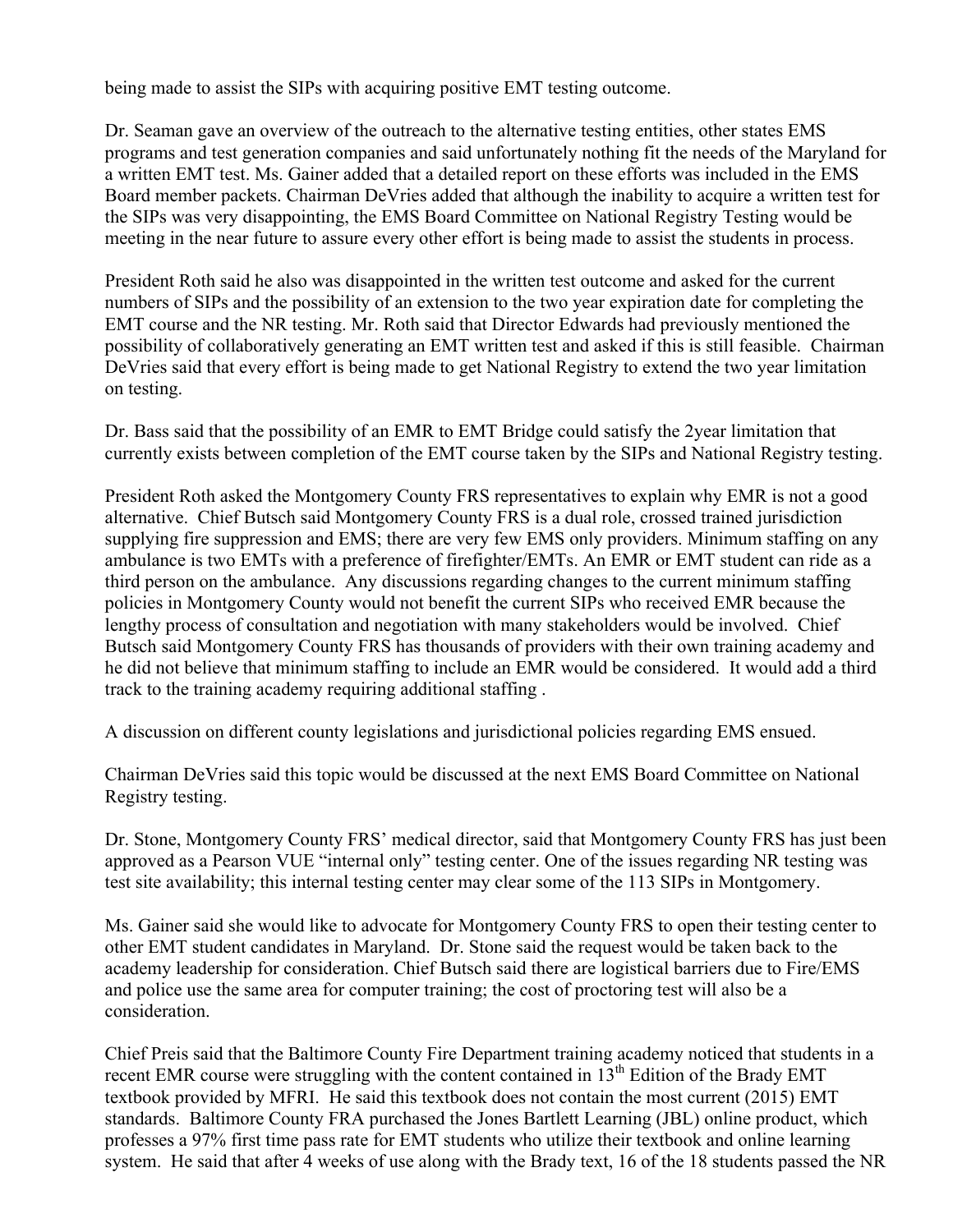being made to assist the SIPs with acquiring positive EMT testing outcome.

Dr. Seaman gave an overview of the outreach to the alternative testing entities, other states EMS programs and test generation companies and said unfortunately nothing fit the needs of the Maryland for a written EMT test. Ms. Gainer added that a detailed report on these efforts was included in the EMS Board member packets. Chairman DeVries added that although the inability to acquire a written test for the SIPs was very disappointing, the EMS Board Committee on National Registry Testing would be meeting in the near future to assure every other effort is being made to assist the students in process.

President Roth said he also was disappointed in the written test outcome and asked for the current numbers of SIPs and the possibility of an extension to the two year expiration date for completing the EMT course and the NR testing. Mr. Roth said that Director Edwards had previously mentioned the possibility of collaboratively generating an EMT written test and asked if this is still feasible. Chairman DeVries said that every effort is being made to get National Registry to extend the two year limitation on testing.

Dr. Bass said that the possibility of an EMR to EMT Bridge could satisfy the 2year limitation that currently exists between completion of the EMT course taken by the SIPs and National Registry testing.

President Roth asked the Montgomery County FRS representatives to explain why EMR is not a good alternative. Chief Butsch said Montgomery County FRS is a dual role, crossed trained jurisdiction supplying fire suppression and EMS; there are very few EMS only providers. Minimum staffing on any ambulance is two EMTs with a preference of firefighter/EMTs. An EMR or EMT student can ride as a third person on the ambulance. Any discussions regarding changes to the current minimum staffing policies in Montgomery County would not benefit the current SIPs who received EMR because the lengthy process of consultation and negotiation with many stakeholders would be involved. Chief Butsch said Montgomery County FRS has thousands of providers with their own training academy and he did not believe that minimum staffing to include an EMR would be considered. It would add a third track to the training academy requiring additional staffing .

A discussion on different county legislations and jurisdictional policies regarding EMS ensued.

Chairman DeVries said this topic would be discussed at the next EMS Board Committee on National Registry testing.

Dr. Stone, Montgomery County FRS' medical director, said that Montgomery County FRS has just been approved as a Pearson VUE "internal only" testing center. One of the issues regarding NR testing was test site availability; this internal testing center may clear some of the 113 SIPs in Montgomery.

Ms. Gainer said she would like to advocate for Montgomery County FRS to open their testing center to other EMT student candidates in Maryland. Dr. Stone said the request would be taken back to the academy leadership for consideration. Chief Butsch said there are logistical barriers due to Fire/EMS and police use the same area for computer training; the cost of proctoring test will also be a consideration.

Chief Preis said that the Baltimore County Fire Department training academy noticed that students in a recent EMR course were struggling with the content contained in 13th Edition of the Brady EMT textbook provided by MFRI. He said this textbook does not contain the most current (2015) EMT standards. Baltimore County FRA purchased the Jones Bartlett Learning (JBL) online product, which professes a 97% first time pass rate for EMT students who utilize their textbook and online learning system. He said that after 4 weeks of use along with the Brady text, 16 of the 18 students passed the NR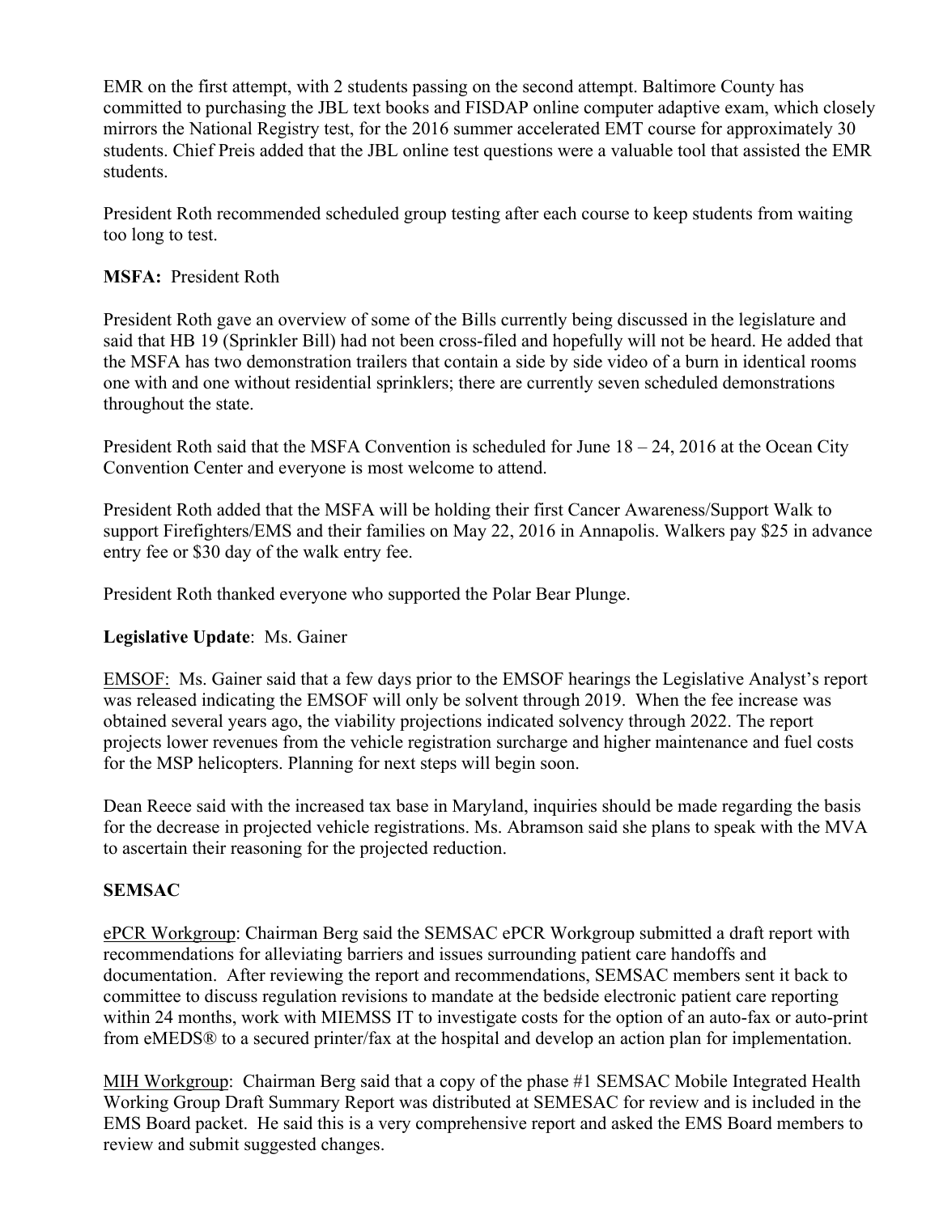EMR on the first attempt, with 2 students passing on the second attempt. Baltimore County has committed to purchasing the JBL text books and FISDAP online computer adaptive exam, which closely mirrors the National Registry test, for the 2016 summer accelerated EMT course for approximately 30 students. Chief Preis added that the JBL online test questions were a valuable tool that assisted the EMR students.

President Roth recommended scheduled group testing after each course to keep students from waiting too long to test.

**MSFA:** President Roth

President Roth gave an overview of some of the Bills currently being discussed in the legislature and said that HB 19 (Sprinkler Bill) had not been cross-filed and hopefully will not be heard. He added that the MSFA has two demonstration trailers that contain a side by side video of a burn in identical rooms one with and one without residential sprinklers; there are currently seven scheduled demonstrations throughout the state.

President Roth said that the MSFA Convention is scheduled for June 18 – 24, 2016 at the Ocean City Convention Center and everyone is most welcome to attend.

President Roth added that the MSFA will be holding their first Cancer Awareness/Support Walk to support Firefighters/EMS and their families on May 22, 2016 in Annapolis. Walkers pay $25 in advance entry fee or $30 day of the walk entry fee.

President Roth thanked everyone who supported the Polar Bear Plunge.

**Legislative Update**: Ms. Gainer

EMSOF: Ms. Gainer said that a few days prior to the EMSOF hearings the Legislative Analyst's report was released indicating the EMSOF will only be solvent through 2019. When the fee increase was obtained several years ago, the viability projections indicated solvency through 2022. The report projects lower revenues from the vehicle registration surcharge and higher maintenance and fuel costs for the MSP helicopters. Planning for next steps will begin soon.

Dean Reece said with the increased tax base in Maryland, inquiries should be made regarding the basis for the decrease in projected vehicle registrations. Ms. Abramson said she plans to speak with the MVA to ascertain their reasoning for the projected reduction.

**SEMSAC**

ePCR Workgroup: Chairman Berg said the SEMSAC ePCR Workgroup submitted a draft report with recommendations for alleviating barriers and issues surrounding patient care handoffs and documentation. After reviewing the report and recommendations, SEMSAC members sent it back to committee to discuss regulation revisions to mandate at the bedside electronic patient care reporting within 24 months, work with MIEMSS IT to investigate costs for the option of an auto-fax or auto-print from eMEDS® to a secured printer/fax at the hospital and develop an action plan for implementation.

MIH Workgroup: Chairman Berg said that a copy of the phase #1 SEMSAC Mobile Integrated Health Working Group Draft Summary Report was distributed at SEMESAC for review and is included in the EMS Board packet. He said this is a very comprehensive report and asked the EMS Board members to review and submit suggested changes.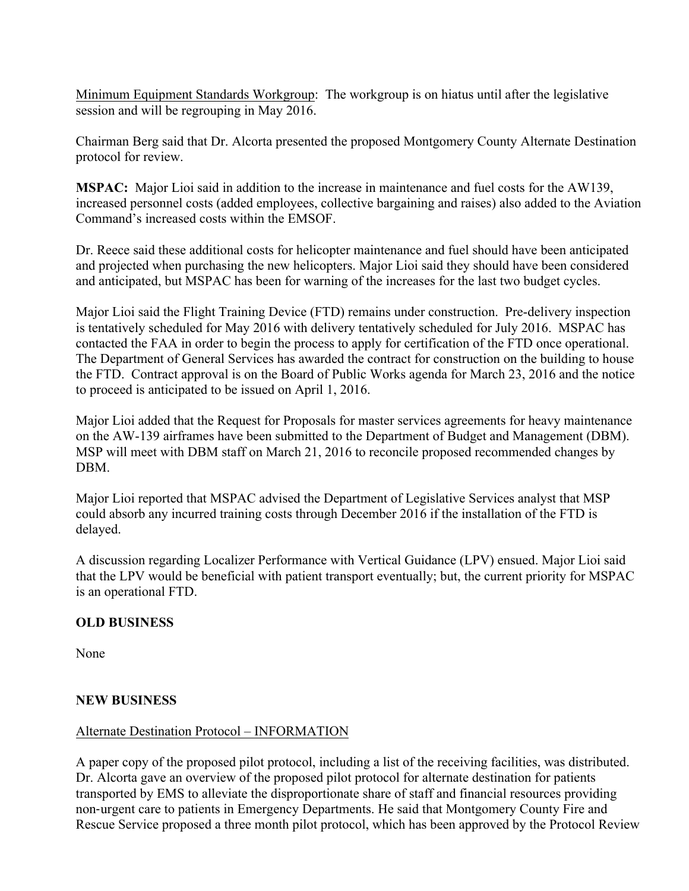Minimum Equipment Standards Workgroup: The workgroup is on hiatus until after the legislative session and will be regrouping in May 2016.

Chairman Berg said that Dr. Alcorta presented the proposed Montgomery County Alternate Destination protocol for review.

**MSPAC:** Major Lioi said in addition to the increase in maintenance and fuel costs for the AW139, increased personnel costs (added employees, collective bargaining and raises) also added to the Aviation Command's increased costs within the EMSOF.

Dr. Reece said these additional costs for helicopter maintenance and fuel should have been anticipated and projected when purchasing the new helicopters. Major Lioi said they should have been considered and anticipated, but MSPAC has been for warning of the increases for the last two budget cycles.

Major Lioi said the Flight Training Device (FTD) remains under construction. Pre-delivery inspection is tentatively scheduled for May 2016 with delivery tentatively scheduled for July 2016. MSPAC has contacted the FAA in order to begin the process to apply for certification of the FTD once operational. The Department of General Services has awarded the contract for construction on the building to house the FTD. Contract approval is on the Board of Public Works agenda for March 23, 2016 and the notice to proceed is anticipated to be issued on April 1, 2016.

Major Lioi added that the Request for Proposals for master services agreements for heavy maintenance on the AW-139 airframes have been submitted to the Department of Budget and Management (DBM). MSP will meet with DBM staff on March 21, 2016 to reconcile proposed recommended changes by DBM.

Major Lioi reported that MSPAC advised the Department of Legislative Services analyst that MSP could absorb any incurred training costs through December 2016 if the installation of the FTD is delayed.

A discussion regarding Localizer Performance with Vertical Guidance (LPV) ensued. Major Lioi said that the LPV would be beneficial with patient transport eventually; but, the current priority for MSPAC is an operational FTD.

**OLD BUSINESS**

None

**NEW BUSINESS**

Alternate Destination Protocol – INFORMATION

A paper copy of the proposed pilot protocol, including a list of the receiving facilities, was distributed. Dr. Alcorta gave an overview of the proposed pilot protocol for alternate destination for patients transported by EMS to alleviate the disproportionate share of staff and financial resources providing non-urgent care to patients in Emergency Departments. He said that Montgomery County Fire and Rescue Service proposed a three month pilot protocol, which has been approved by the Protocol Review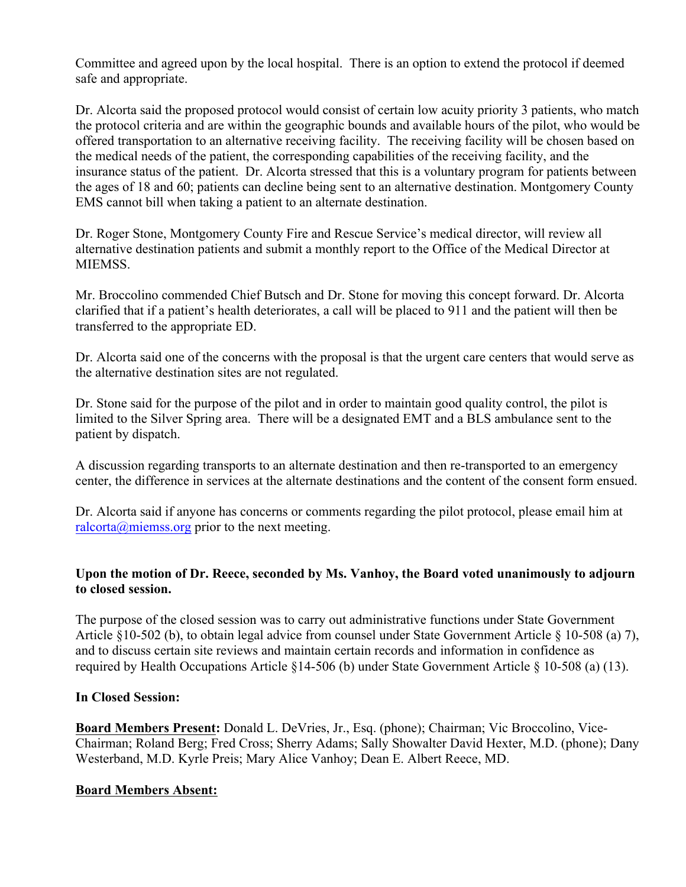Committee and agreed upon by the local hospital. There is an option to extend the protocol if deemed safe and appropriate.

Dr. Alcorta said the proposed protocol would consist of certain low acuity priority 3 patients, who match the protocol criteria and are within the geographic bounds and available hours of the pilot, who would be offered transportation to an alternative receiving facility. The receiving facility will be chosen based on the medical needs of the patient, the corresponding capabilities of the receiving facility, and the insurance status of the patient. Dr. Alcorta stressed that this is a voluntary program for patients between the ages of 18 and 60; patients can decline being sent to an alternative destination. Montgomery County EMS cannot bill when taking a patient to an alternate destination.

Dr. Roger Stone, Montgomery County Fire and Rescue Service's medical director, will review all alternative destination patients and submit a monthly report to the Office of the Medical Director at MIEMSS.

Mr. Broccolino commended Chief Butsch and Dr. Stone for moving this concept forward. Dr. Alcorta clarified that if a patient's health deteriorates, a call will be placed to 911 and the patient will then be transferred to the appropriate ED.

Dr. Alcorta said one of the concerns with the proposal is that the urgent care centers that would serve as the alternative destination sites are not regulated.

Dr. Stone said for the purpose of the pilot and in order to maintain good quality control, the pilot is limited to the Silver Spring area. There will be a designated EMT and a BLS ambulance sent to the patient by dispatch.

A discussion regarding transports to an alternate destination and then re-transported to an emergency center, the difference in services at the alternate destinations and the content of the consent form ensued.

Dr. Alcorta said if anyone has concerns or comments regarding the pilot protocol, please email him at [ralcorta@miemss.org](mailto:ralcorta@miemss.org) prior to the next meeting.

**Upon the motion of Dr. Reece, seconded by Ms. Vanhoy, the Board voted unanimously to adjourn to closed session.**

The purpose of the closed session was to carry out administrative functions under State Government Article §10-502 (b), to obtain legal advice from counsel under State Government Article § 10-508 (a) 7), and to discuss certain site reviews and maintain certain records and information in confidence as required by Health Occupations Article §14-506 (b) under State Government Article § 10-508 (a) (13).

**In Closed Session:**

**<u>Board Members Present</u>:** Donald L. DeVries, Jr., Esq. (phone); Chairman; Vic Broccolino, Vice-Chairman; Roland Berg; Fred Cross; Sherry Adams; Sally Showalter David Hexter, M.D. (phone); Dany Westerband, M.D. Kyrle Preis; Mary Alice Vanhoy; Dean E. Albert Reece, MD.

**<u>Board Members Absent:</u>**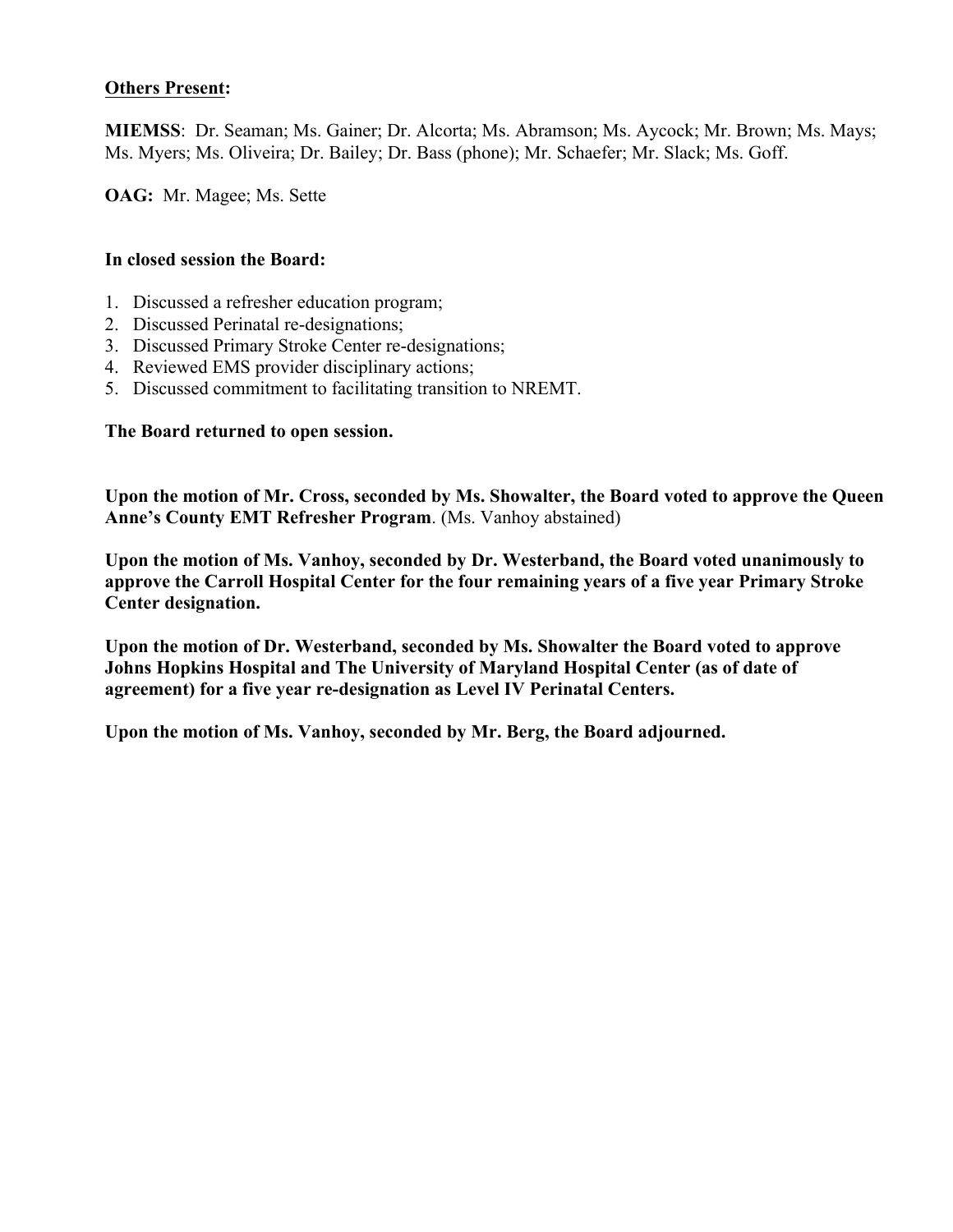**<u>Others Present</u>:**

**MIEMSS**: Dr. Seaman; Ms. Gainer; Dr. Alcorta; Ms. Abramson; Ms. Aycock; Mr. Brown; Ms. Mays; Ms. Myers; Ms. Oliveira; Dr. Bailey; Dr. Bass (phone); Mr. Schaefer; Mr. Slack; Ms. Goff.

**OAG:** Mr. Magee; Ms. Sette

**In closed session the Board:**

1. Discussed a refresher education program;
2. Discussed Perinatal re-designations;
3. Discussed Primary Stroke Center re-designations;
4. Reviewed EMS provider disciplinary actions;
5. Discussed commitment to facilitating transition to NREMT.

**The Board returned to open session.**

**Upon the motion of Mr. Cross, seconded by Ms. Showalter, the Board voted to approve the Queen Anne's County EMT Refresher Program**. (Ms. Vanhoy abstained)

**Upon the motion of Ms. Vanhoy, seconded by Dr. Westerband, the Board voted unanimously to approve the Carroll Hospital Center for the four remaining years of a five year Primary Stroke Center designation.**

**Upon the motion of Dr. Westerband, seconded by Ms. Showalter the Board voted to approve Johns Hopkins Hospital and The University of Maryland Hospital Center (as of date of agreement) for a five year re-designation as Level IV Perinatal Centers.**

**Upon the motion of Ms. Vanhoy, seconded by Mr. Berg, the Board adjourned.**